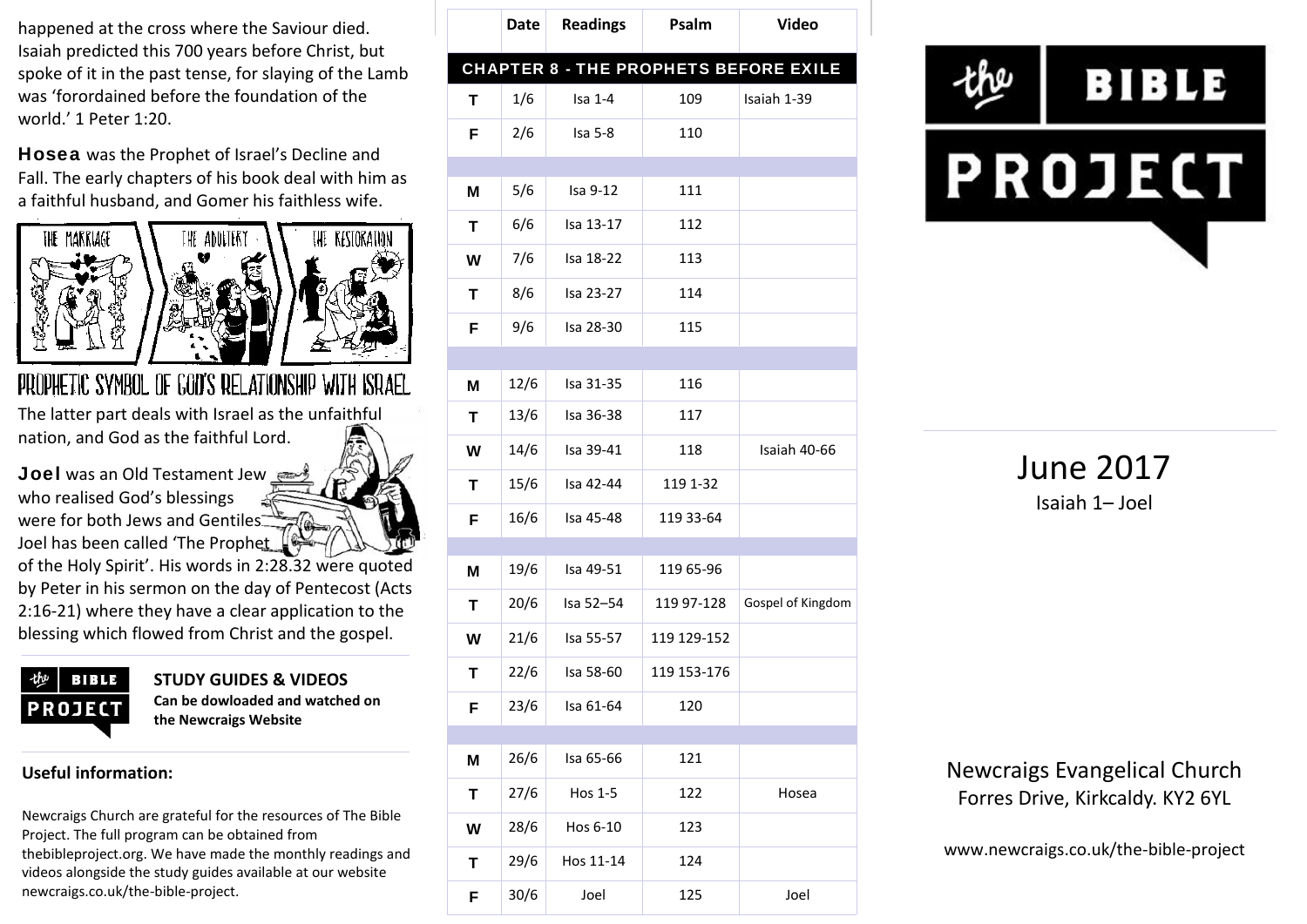happened at the cross where the Saviour died. Isaiah predicted this 700 years before Christ, but spoke of it in the past tense, for slaying of the Lamb was 'forordained before the foundation of the world.' 1 Peter 1:20.

**Hosea** was the Prophet of Israel's Decline and Fall. The early chapters of his book deal with him as a faithful husband, and Gomer his faithless wife.

THE MARRIAGE — THE ADULTERY — THE RESTORATION

PROPHETIC SYMBOL OF GOD'S RELATIONSHIP WITH ISRAEL

The latter part deals with Israel as the unfaithful nation, and God as the faithful Lord.

**Joel** was an Old Testament Jew who realised God's blessings were for both Jews and Gentiles. Joel has been called 'The Prophet of the Holy Spirit'. His words in 2:28.32 were quoted by Peter in his sermon on the day of Pentecost (Acts 2:16-21) where they have a clear application to the blessing which flowed from Christ and the gospel.

**STUDY GUIDES & VIDEOS**
**Can be dowloaded and watched on the Newcraigs Website**

**Useful information:**

Newcraigs Church are grateful for the resources of The Bible Project. The full program can be obtained from thebibleproject.org. We have made the monthly readings and videos alongside the study guides available at our website newcraigs.co.uk/the-bible-project.

| | Date | Readings | Psalm | Video |
|---|---|---|---|---|
| **CHAPTER 8 - THE PROPHETS BEFORE EXILE** | | | | |
| T | 1/6 | Isa 1-4 | 109 | Isaiah 1-39 |
| F | 2/6 | Isa 5-8 | 110 | |
| | | | | |
| M | 5/6 | Isa 9-12 | 111 | |
| T | 6/6 | Isa 13-17 | 112 | |
| W | 7/6 | Isa 18-22 | 113 | |
| T | 8/6 | Isa 23-27 | 114 | |
| F | 9/6 | Isa 28-30 | 115 | |
| | | | | |
| M | 12/6 | Isa 31-35 | 116 | |
| T | 13/6 | Isa 36-38 | 117 | |
| W | 14/6 | Isa 39-41 | 118 | Isaiah 40-66 |
| T | 15/6 | Isa 42-44 | 119 1-32 | |
| F | 16/6 | Isa 45-48 | 119 33-64 | |
| | | | | |
| M | 19/6 | Isa 49-51 | 119 65-96 | |
| T | 20/6 | Isa 52–54 | 119 97-128 | Gospel of Kingdom |
| W | 21/6 | Isa 55-57 | 119 129-152 | |
| T | 22/6 | Isa 58-60 | 119 153-176 | |
| F | 23/6 | Isa 61-64 | 120 | |
| | | | | |
| M | 26/6 | Isa 65-66 | 121 | |
| T | 27/6 | Hos 1-5 | 122 | Hosea |
| W | 28/6 | Hos 6-10 | 123 | |
| T | 29/6 | Hos 11-14 | 124 | |
| F | 30/6 | Joel | 125 | Joel |

# the BIBLE PROJECT

## June 2017

Isaiah 1– Joel

Newcraigs Evangelical Church
Forres Drive, Kirkcaldy. KY2 6YL

www.newcraigs.co.uk/the-bible-project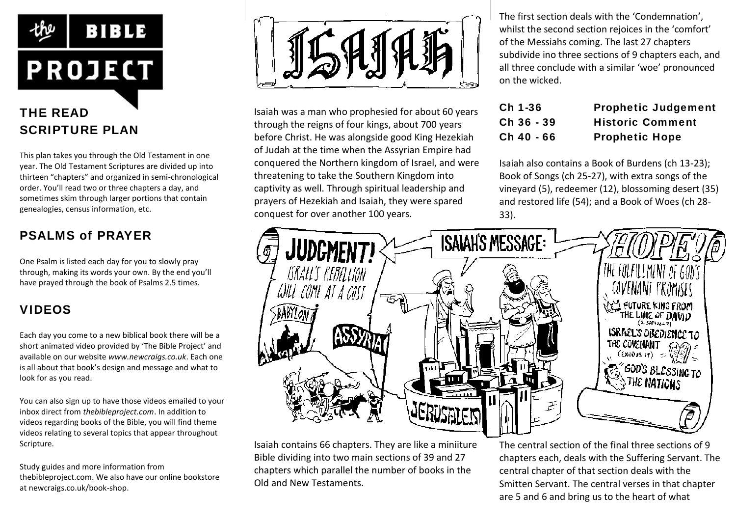# the BIBLE PROJECT

## THE READ SCRIPTURE PLAN

This plan takes you through the Old Testament in one year. The Old Testament Scriptures are divided up into thirteen "chapters" and organized in semi-chronological order. You'll read two or three chapters a day, and sometimes skim through larger portions that contain genealogies, census information, etc.

## PSALMS of PRAYER

One Psalm is listed each day for you to slowly pray through, making its words your own. By the end you'll have prayed through the book of Psalms 2.5 times.

## VIDEOS

Each day you come to a new biblical book there will be a short animated video provided by 'The Bible Project' and available on our website *www.newcraigs.co.uk*. Each one is all about that book's design and message and what to look for as you read.

You can also sign up to have those videos emailed to your inbox direct from *thebibleproject.com*. In addition to videos regarding books of the Bible, you will find theme videos relating to several topics that appear throughout Scripture.

Study guides and more information from thebibleproject.com. We also have our online bookstore at newcraigs.co.uk/book-shop.

# ISAIAH

Isaiah was a man who prophesied for about 60 years through the reigns of four kings, about 700 years before Christ. He was alongside good King Hezekiah of Judah at the time when the Assyrian Empire had conquered the Northern kingdom of Israel, and were threatening to take the Southern Kingdom into captivity as well. Through spiritual leadership and prayers of Hezekiah and Isaiah, they were spared conquest for over another 100 years.

ISAIAH'S MESSAGE:

JUDGMENT! ISRAEL'S REBELLION WILL COME AT A COST

BABYLON

ASSYRIA

JERUSALEM

HOPE! THE FULFILLMENT OF GOD'S COVENANT PROMISES

FUTURE KING FROM THE LINE OF DAVID (2 SAMUEL 7)

ISRAEL'S OBEDIENCE TO THE COVENANT (EXODUS 19)

GOD'S BLESSING TO THE NATIONS

Isaiah contains 66 chapters. They are like a miniiture Bible dividing into two main sections of 39 and 27 chapters which parallel the number of books in the Old and New Testaments.

The first section deals with the 'Condemnation', whilst the second section rejoices in the 'comfort' of the Messiahs coming. The last 27 chapters subdivide ino three sections of 9 chapters each, and all three conclude with a similar 'woe' pronounced on the wicked.

| | |
|---|---|
| **Ch 1-36** | **Prophetic Judgement** |
| **Ch 36 - 39** | **Historic Comment** |
| **Ch 40 - 66** | **Prophetic Hope** |

Isaiah also contains a Book of Burdens (ch 13-23); Book of Songs (ch 25-27), with extra songs of the vineyard (5), redeemer (12), blossoming desert (35) and restored life (54); and a Book of Woes (ch 28-33).

The central section of the final three sections of 9 chapters each, deals with the Suffering Servant. The central chapter of that section deals with the Smitten Servant. The central verses in that chapter are 5 and 6 and bring us to the heart of what